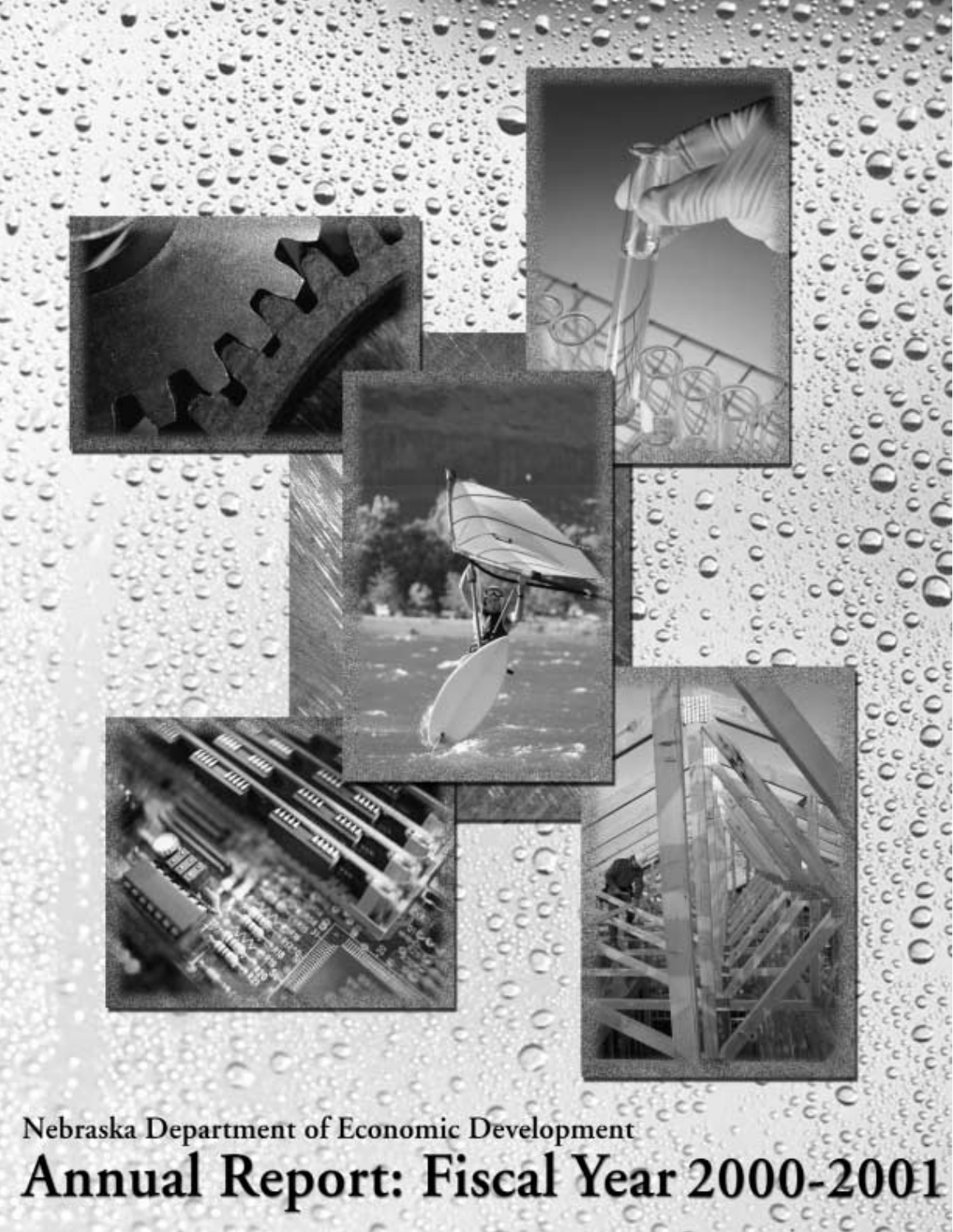Nebraska Department of Economic Development

# Annual Report: Fiscal Year 2000-2001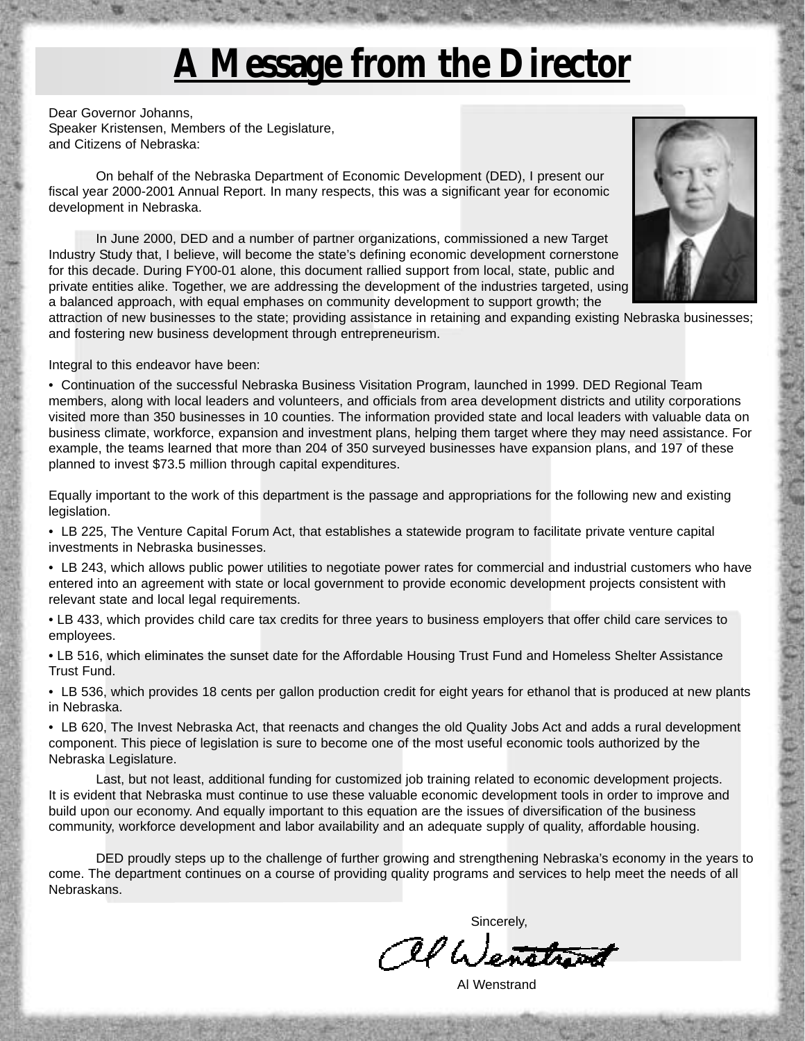# A Message from the Director

Dear Governor Johanns,
Speaker Kristensen, Members of the Legislature,
and Citizens of Nebraska:

On behalf of the Nebraska Department of Economic Development (DED), I present our fiscal year 2000-2001 Annual Report. In many respects, this was a significant year for economic development in Nebraska.

In June 2000, DED and a number of partner organizations, commissioned a new Target Industry Study that, I believe, will become the state's defining economic development cornerstone for this decade. During FY00-01 alone, this document rallied support from local, state, public and private entities alike. Together, we are addressing the development of the industries targeted, using a balanced approach, with equal emphases on community development to support growth; the attraction of new businesses to the state; providing assistance in retaining and expanding existing Nebraska businesses; and fostering new business development through entrepreneurism.

Integral to this endeavor have been:

- Continuation of the successful Nebraska Business Visitation Program, launched in 1999. DED Regional Team members, along with local leaders and volunteers, and officials from area development districts and utility corporations visited more than 350 businesses in 10 counties. The information provided state and local leaders with valuable data on business climate, workforce, expansion and investment plans, helping them target where they may need assistance. For example, the teams learned that more than 204 of 350 surveyed businesses have expansion plans, and 197 of these planned to invest $73.5 million through capital expenditures.

Equally important to the work of this department is the passage and appropriations for the following new and existing legislation.

- LB 225, The Venture Capital Forum Act, that establishes a statewide program to facilitate private venture capital investments in Nebraska businesses.
- LB 243, which allows public power utilities to negotiate power rates for commercial and industrial customers who have entered into an agreement with state or local government to provide economic development projects consistent with relevant state and local legal requirements.
- LB 433, which provides child care tax credits for three years to business employers that offer child care services to employees.
- LB 516, which eliminates the sunset date for the Affordable Housing Trust Fund and Homeless Shelter Assistance Trust Fund.
- LB 536, which provides 18 cents per gallon production credit for eight years for ethanol that is produced at new plants in Nebraska.
- LB 620, The Invest Nebraska Act, that reenacts and changes the old Quality Jobs Act and adds a rural development component. This piece of legislation is sure to become one of the most useful economic tools authorized by the Nebraska Legislature.

Last, but not least, additional funding for customized job training related to economic development projects. It is evident that Nebraska must continue to use these valuable economic development tools in order to improve and build upon our economy. And equally important to this equation are the issues of diversification of the business community, workforce development and labor availability and an adequate supply of quality, affordable housing.

DED proudly steps up to the challenge of further growing and strengthening Nebraska's economy in the years to come. The department continues on a course of providing quality programs and services to help meet the needs of all Nebraskans.

Sincerely,

Al Wenstrand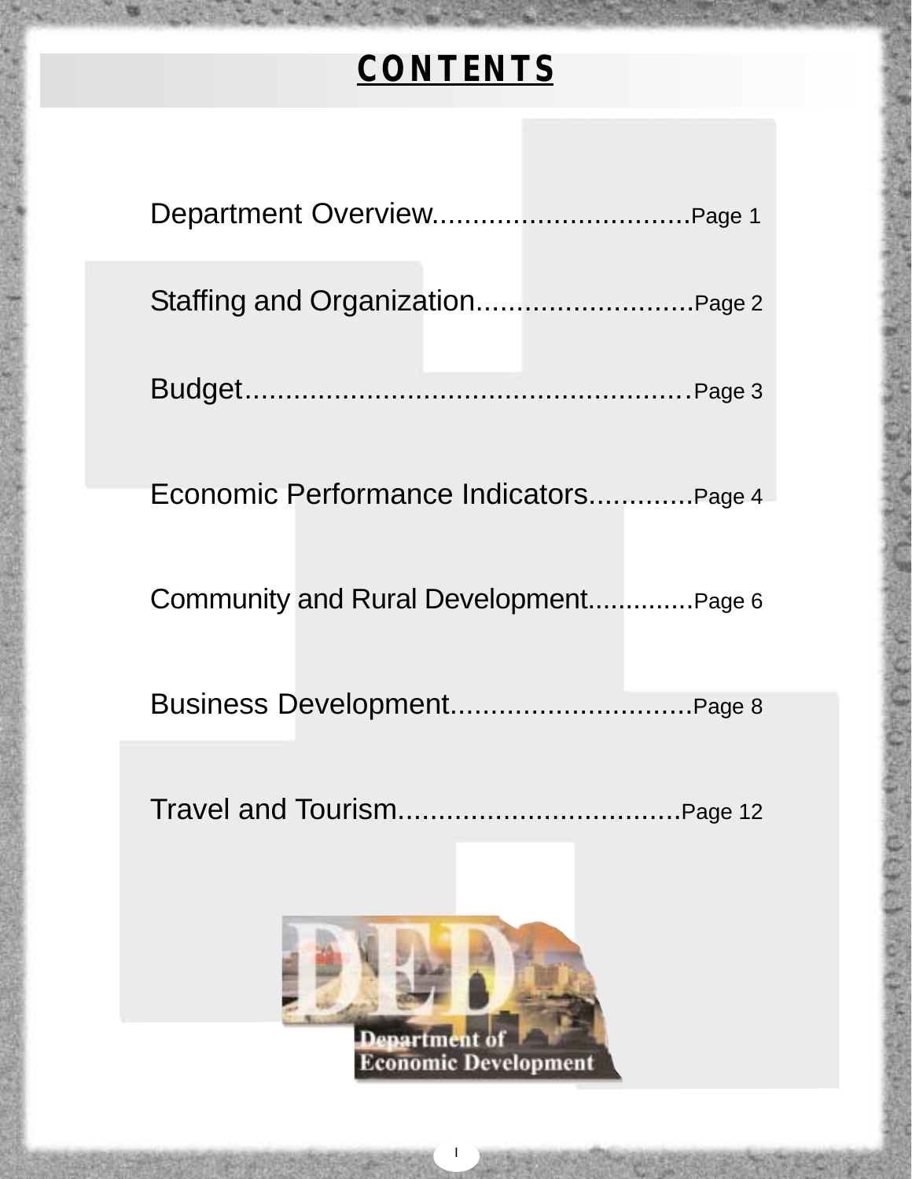# CONTENTS

Department Overview................................Page 1

Staffing and Organization...........................Page 2

Budget......................................................Page 3

Economic Performance Indicators.............Page 4

Community and Rural Development.............Page 6

Business Development.............................Page 8

Travel and Tourism...................................Page 12

DED Department of Economic Development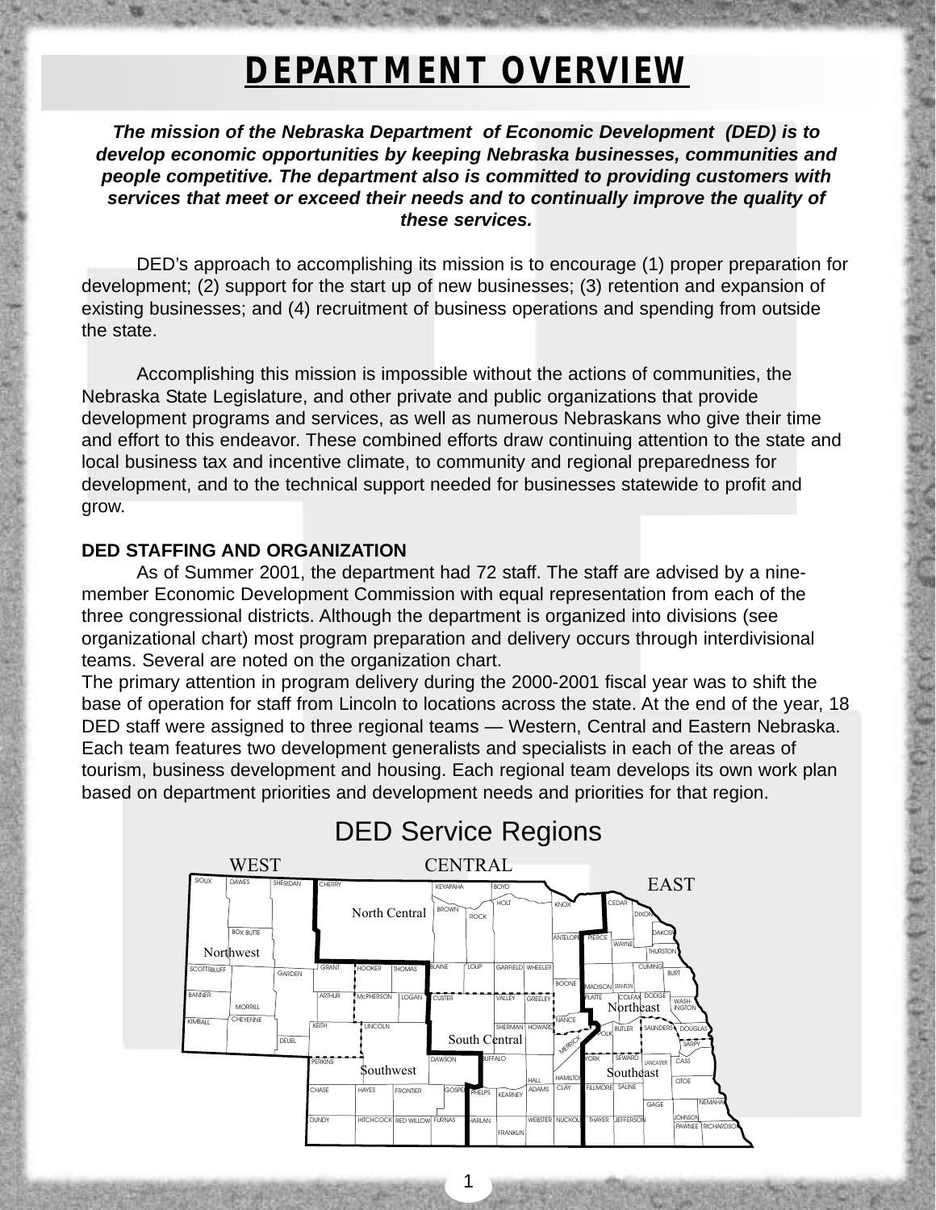# DEPARTMENT OVERVIEW

***The mission of the Nebraska Department of Economic Development (DED) is to develop economic opportunities by keeping Nebraska businesses, communities and people competitive. The department also is committed to providing customers with services that meet or exceed their needs and to continually improve the quality of these services.***

DED's approach to accomplishing its mission is to encourage (1) proper preparation for development; (2) support for the start up of new businesses; (3) retention and expansion of existing businesses; and (4) recruitment of business operations and spending from outside the state.

Accomplishing this mission is impossible without the actions of communities, the Nebraska State Legislature, and other private and public organizations that provide development programs and services, as well as numerous Nebraskans who give their time and effort to this endeavor. These combined efforts draw continuing attention to the state and local business tax and incentive climate, to community and regional preparedness for development, and to the technical support needed for businesses statewide to profit and grow.

**DED STAFFING AND ORGANIZATION**

As of Summer 2001, the department had 72 staff. The staff are advised by a nine-member Economic Development Commission with equal representation from each of the three congressional districts. Although the department is organized into divisions (see organizational chart) most program preparation and delivery occurs through interdivisional teams. Several are noted on the organization chart.

The primary attention in program delivery during the 2000-2001 fiscal year was to shift the base of operation for staff from Lincoln to locations across the state. At the end of the year, 18 DED staff were assigned to three regional teams — Western, Central and Eastern Nebraska. Each team features two development generalists and specialists in each of the areas of tourism, business development and housing. Each regional team develops its own work plan based on department priorities and development needs and priorities for that region.

## DED Service Regions

WEST — CENTRAL — EAST

Northwest · North Central · Northeast · Southwest · South Central · Southeast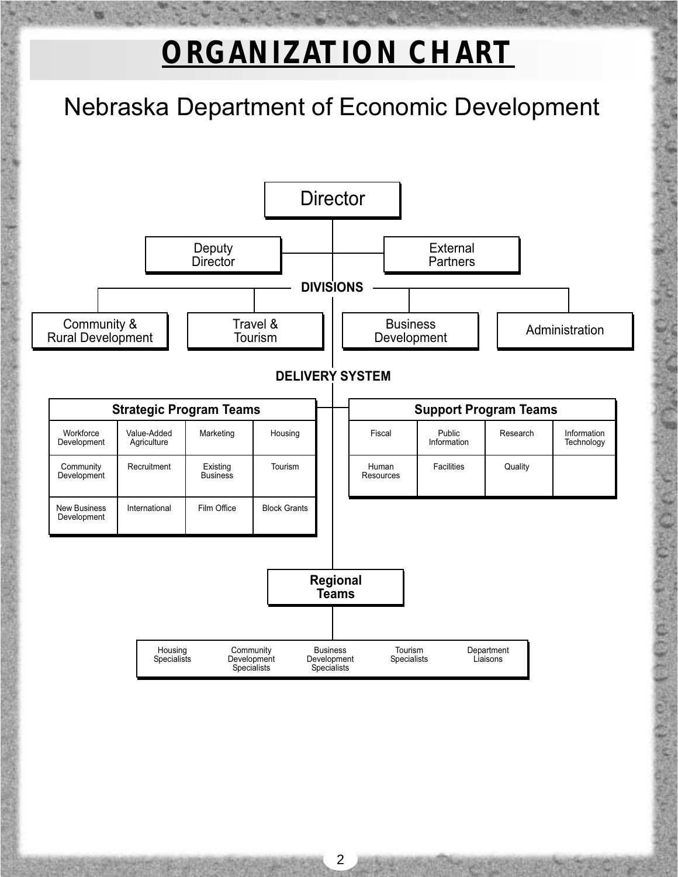# ORGANIZATION CHART

## Nebraska Department of Economic Development

**Director**

- Deputy Director
- External Partners

**DIVISIONS**

- Community & Rural Development
- Travel & Tourism
- Business Development
- Administration

**DELIVERY SYSTEM**

| Strategic Program Teams | | | |
|---|---|---|---|
| Workforce Development | Value-Added Agriculture | Marketing | Housing |
| Community Development | Recruitment | Existing Business | Tourism |
| New Business Development | International | Film Office | Block Grants |

| Support Program Teams | | | |
|---|---|---|---|
| Fiscal | Public Information | Research | Information Technology |
| Human Resources | Facilities | Quality | |

**Regional Teams**

| Housing Specialists | Community Development Specialists | Business Development Specialists | Tourism Specialists | Department Liaisons |
|---|---|---|---|---|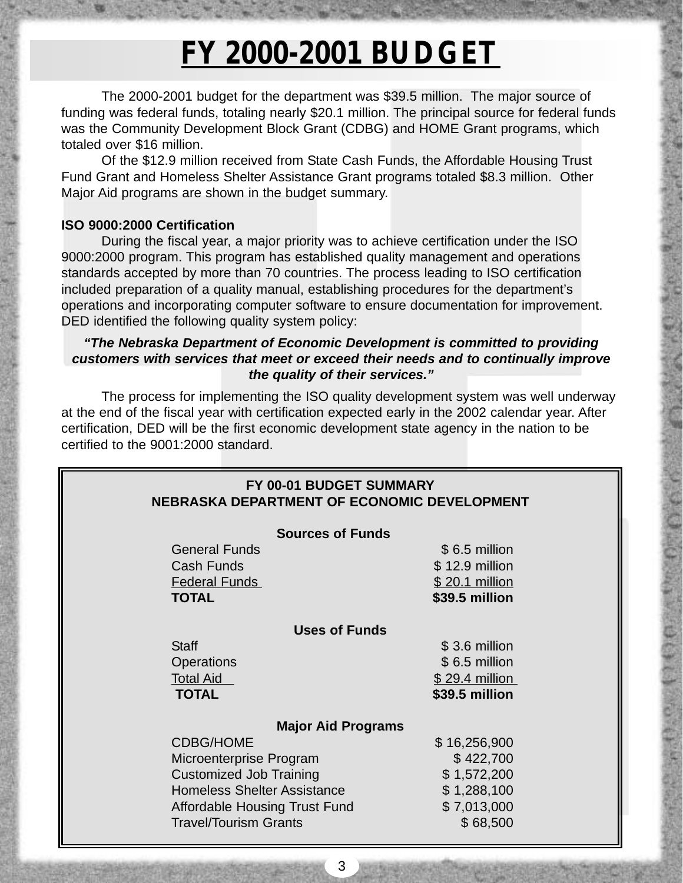# FY 2000-2001 BUDGET

The 2000-2001 budget for the department was $39.5 million. The major source of funding was federal funds, totaling nearly $20.1 million. The principal source for federal funds was the Community Development Block Grant (CDBG) and HOME Grant programs, which totaled over $16 million.

Of the $12.9 million received from State Cash Funds, the Affordable Housing Trust Fund Grant and Homeless Shelter Assistance Grant programs totaled $8.3 million. Other Major Aid programs are shown in the budget summary.

**ISO 9000:2000 Certification**

During the fiscal year, a major priority was to achieve certification under the ISO 9000:2000 program. This program has established quality management and operations standards accepted by more than 70 countries. The process leading to ISO certification included preparation of a quality manual, establishing procedures for the department's operations and incorporating computer software to ensure documentation for improvement. DED identified the following quality system policy:

***"The Nebraska Department of Economic Development is committed to providing customers with services that meet or exceed their needs and to continually improve the quality of their services."***

The process for implementing the ISO quality development system was well underway at the end of the fiscal year with certification expected early in the 2002 calendar year. After certification, DED will be the first economic development state agency in the nation to be certified to the 9001:2000 standard.

**FY 00-01 BUDGET SUMMARY**
**NEBRASKA DEPARTMENT OF ECONOMIC DEVELOPMENT**

| Sources of Funds | |
|---|---|
| General Funds | $ 6.5 million |
| Cash Funds | $ 12.9 million |
| Federal Funds | $ 20.1 million |
| **TOTAL** | **$39.5 million** |

| Uses of Funds | |
|---|---|
| Staff | $ 3.6 million |
| Operations | $ 6.5 million |
| Total Aid | $ 29.4 million |
| **TOTAL** | **$39.5 million** |

| Major Aid Programs | |
|---|---|
| CDBG/HOME | $ 16,256,900 |
| Microenterprise Program | $ 422,700 |
| Customized Job Training | $ 1,572,200 |
| Homeless Shelter Assistance | $ 1,288,100 |
| Affordable Housing Trust Fund | $ 7,013,000 |
| Travel/Tourism Grants | $ 68,500 |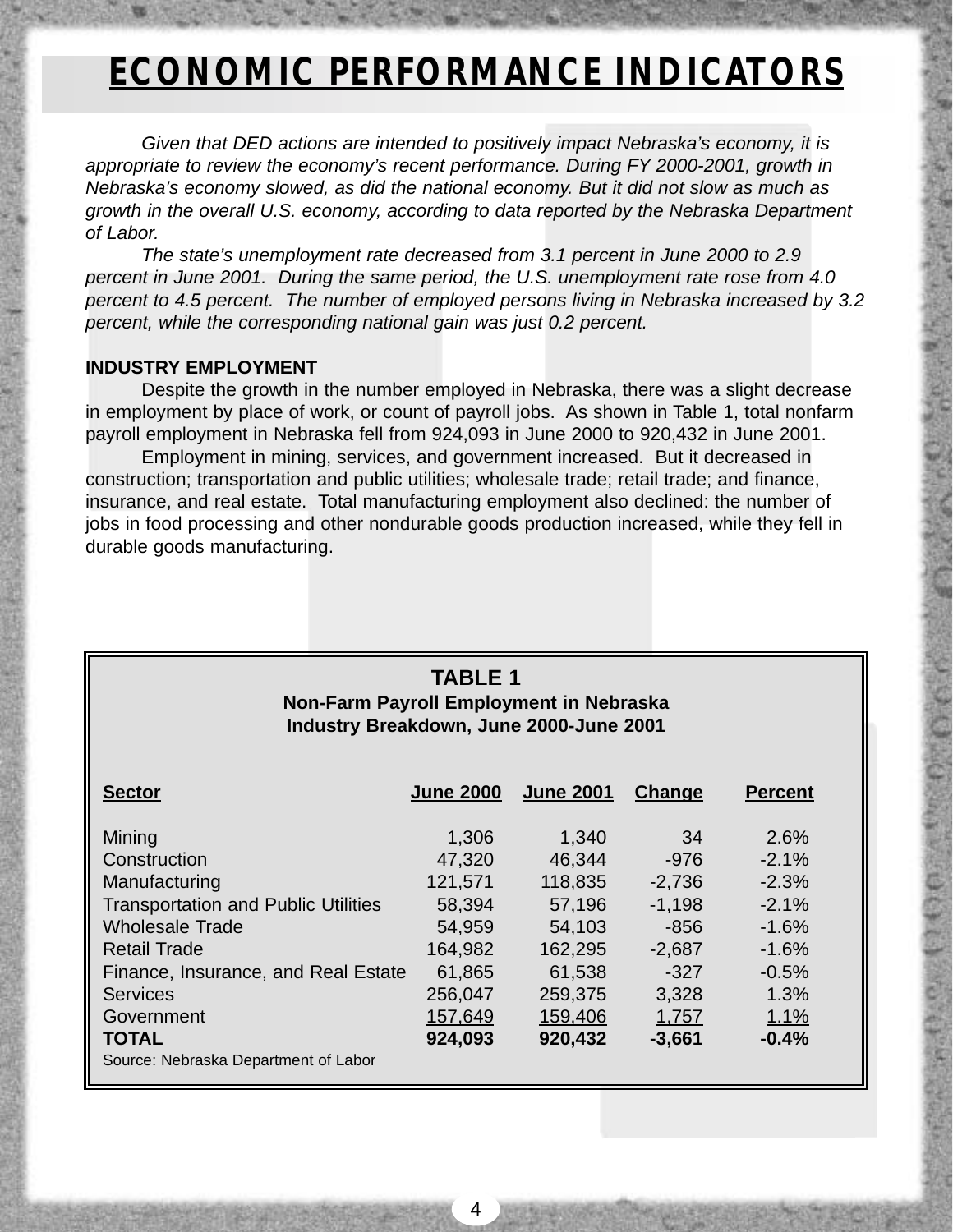# ECONOMIC PERFORMANCE INDICATORS

*Given that DED actions are intended to positively impact Nebraska's economy, it is appropriate to review the economy's recent performance. During FY 2000-2001, growth in Nebraska's economy slowed, as did the national economy. But it did not slow as much as growth in the overall U.S. economy, according to data reported by the Nebraska Department of Labor.*

*The state's unemployment rate decreased from 3.1 percent in June 2000 to 2.9 percent in June 2001. During the same period, the U.S. unemployment rate rose from 4.0 percent to 4.5 percent. The number of employed persons living in Nebraska increased by 3.2 percent, while the corresponding national gain was just 0.2 percent.*

**INDUSTRY EMPLOYMENT**

Despite the growth in the number employed in Nebraska, there was a slight decrease in employment by place of work, or count of payroll jobs. As shown in Table 1, total nonfarm payroll employment in Nebraska fell from 924,093 in June 2000 to 920,432 in June 2001.

Employment in mining, services, and government increased. But it decreased in construction; transportation and public utilities; wholesale trade; retail trade; and finance, insurance, and real estate. Total manufacturing employment also declined: the number of jobs in food processing and other nondurable goods production increased, while they fell in durable goods manufacturing.

**TABLE 1**
**Non-Farm Payroll Employment in Nebraska**
**Industry Breakdown, June 2000-June 2001**

| Sector | June 2000 | June 2001 | Change | Percent |
|---|---|---|---|---|
| Mining | 1,306 | 1,340 | 34 | 2.6% |
| Construction | 47,320 | 46,344 | -976 | -2.1% |
| Manufacturing | 121,571 | 118,835 | -2,736 | -2.3% |
| Transportation and Public Utilities | 58,394 | 57,196 | -1,198 | -2.1% |
| Wholesale Trade | 54,959 | 54,103 | -856 | -1.6% |
| Retail Trade | 164,982 | 162,295 | -2,687 | -1.6% |
| Finance, Insurance, and Real Estate | 61,865 | 61,538 | -327 | -0.5% |
| Services | 256,047 | 259,375 | 3,328 | 1.3% |
| Government | 157,649 | 159,406 | 1,757 | 1.1% |
| **TOTAL** | **924,093** | **920,432** | **-3,661** | **-0.4%** |

Source: Nebraska Department of Labor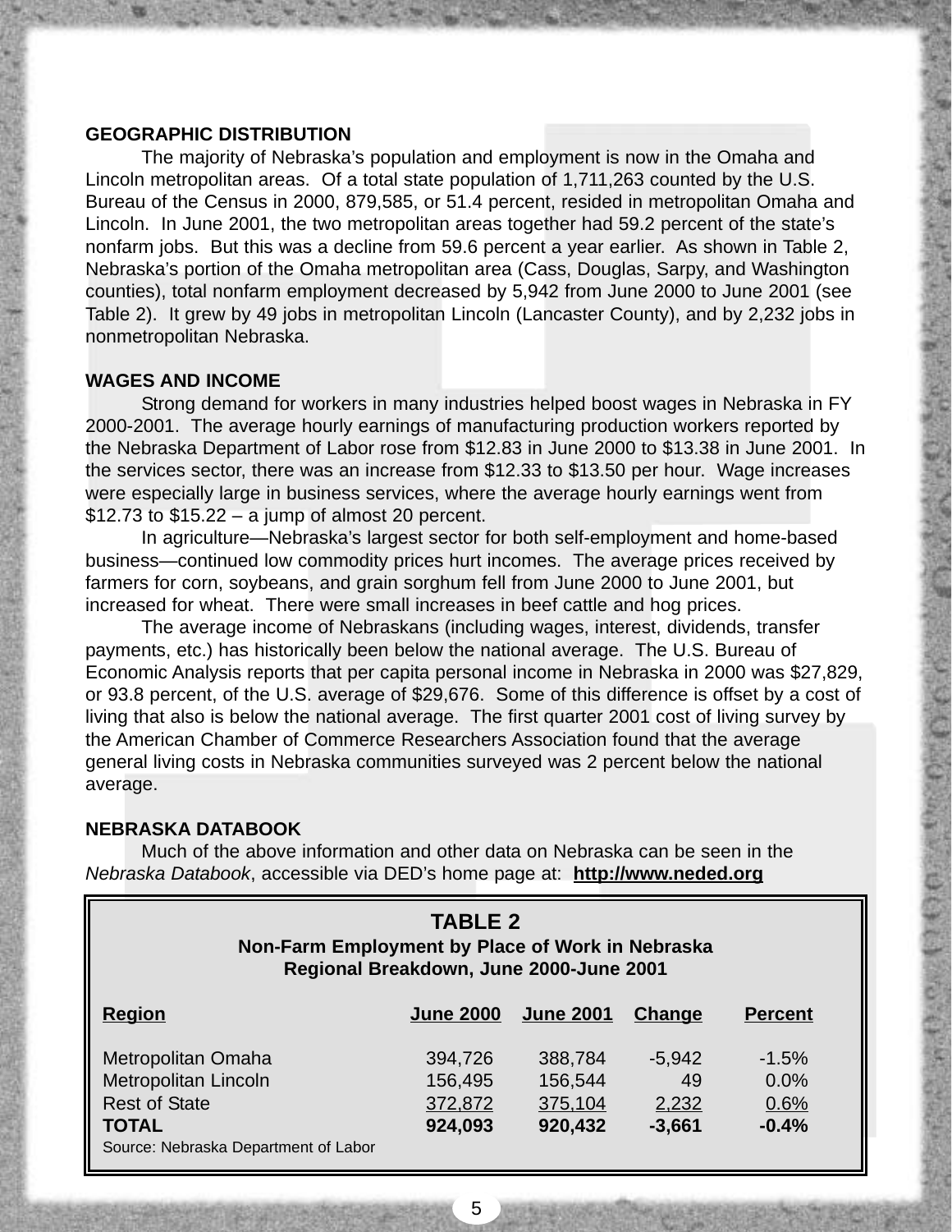## GEOGRAPHIC DISTRIBUTION

The majority of Nebraska's population and employment is now in the Omaha and Lincoln metropolitan areas. Of a total state population of 1,711,263 counted by the U.S. Bureau of the Census in 2000, 879,585, or 51.4 percent, resided in metropolitan Omaha and Lincoln. In June 2001, the two metropolitan areas together had 59.2 percent of the state's nonfarm jobs. But this was a decline from 59.6 percent a year earlier. As shown in Table 2, Nebraska's portion of the Omaha metropolitan area (Cass, Douglas, Sarpy, and Washington counties), total nonfarm employment decreased by 5,942 from June 2000 to June 2001 (see Table 2). It grew by 49 jobs in metropolitan Lincoln (Lancaster County), and by 2,232 jobs in nonmetropolitan Nebraska.

## WAGES AND INCOME

Strong demand for workers in many industries helped boost wages in Nebraska in FY 2000-2001. The average hourly earnings of manufacturing production workers reported by the Nebraska Department of Labor rose from $12.83 in June 2000 to $13.38 in June 2001. In the services sector, there was an increase from $12.33 to $13.50 per hour. Wage increases were especially large in business services, where the average hourly earnings went from $12.73 to $15.22 – a jump of almost 20 percent.

In agriculture—Nebraska's largest sector for both self-employment and home-based business—continued low commodity prices hurt incomes. The average prices received by farmers for corn, soybeans, and grain sorghum fell from June 2000 to June 2001, but increased for wheat. There were small increases in beef cattle and hog prices.

The average income of Nebraskans (including wages, interest, dividends, transfer payments, etc.) has historically been below the national average. The U.S. Bureau of Economic Analysis reports that per capita personal income in Nebraska in 2000 was $27,829, or 93.8 percent, of the U.S. average of $29,676. Some of this difference is offset by a cost of living that also is below the national average. The first quarter 2001 cost of living survey by the American Chamber of Commerce Researchers Association found that the average general living costs in Nebraska communities surveyed was 2 percent below the national average.

## NEBRASKA DATABOOK

Much of the above information and other data on Nebraska can be seen in the *Nebraska Databook*, accessible via DED's home page at: **http://www.neded.org**

**TABLE 2**
**Non-Farm Employment by Place of Work in Nebraska**
**Regional Breakdown, June 2000-June 2001**

| Region | June 2000 | June 2001 | Change | Percent |
|---|---|---|---|---|
| Metropolitan Omaha | 394,726 | 388,784 | -5,942 | -1.5% |
| Metropolitan Lincoln | 156,495 | 156,544 | 49 | 0.0% |
| Rest of State | 372,872 | 375,104 | 2,232 | 0.6% |
| **TOTAL** | **924,093** | **920,432** | **-3,661** | **-0.4%** |

Source: Nebraska Department of Labor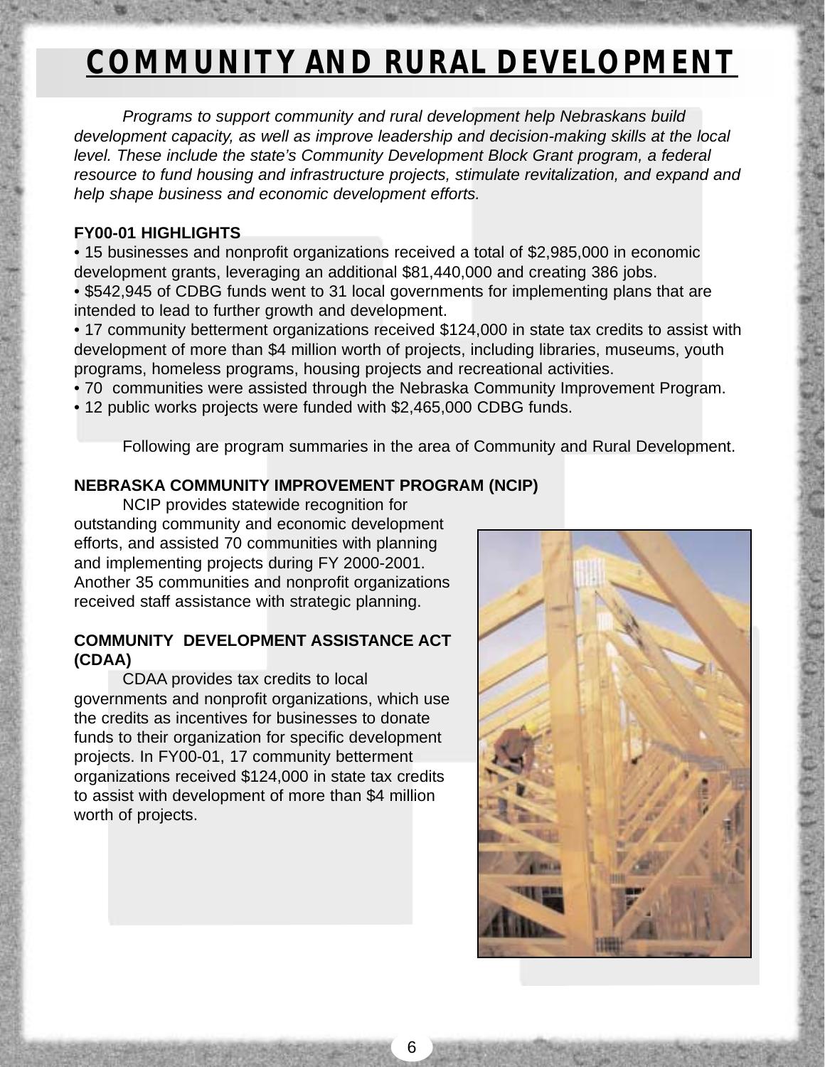# COMMUNITY AND RURAL DEVELOPMENT

*Programs to support community and rural development help Nebraskans build development capacity, as well as improve leadership and decision-making skills at the local level. These include the state's Community Development Block Grant program, a federal resource to fund housing and infrastructure projects, stimulate revitalization, and expand and help shape business and economic development efforts.*

**FY00-01 HIGHLIGHTS**

- 15 businesses and nonprofit organizations received a total of $2,985,000 in economic development grants, leveraging an additional $81,440,000 and creating 386 jobs.
- $542,945 of CDBG funds went to 31 local governments for implementing plans that are intended to lead to further growth and development.
- 17 community betterment organizations received $124,000 in state tax credits to assist with development of more than $4 million worth of projects, including libraries, museums, youth programs, homeless programs, housing projects and recreational activities.
- 70 communities were assisted through the Nebraska Community Improvement Program.
- 12 public works projects were funded with $2,465,000 CDBG funds.

Following are program summaries in the area of Community and Rural Development.

**NEBRASKA COMMUNITY IMPROVEMENT PROGRAM (NCIP)**

NCIP provides statewide recognition for outstanding community and economic development efforts, and assisted 70 communities with planning and implementing projects during FY 2000-2001. Another 35 communities and nonprofit organizations received staff assistance with strategic planning.

**COMMUNITY DEVELOPMENT ASSISTANCE ACT (CDAA)**

CDAA provides tax credits to local governments and nonprofit organizations, which use the credits as incentives for businesses to donate funds to their organization for specific development projects. In FY00-01, 17 community betterment organizations received $124,000 in state tax credits to assist with development of more than $4 million worth of projects.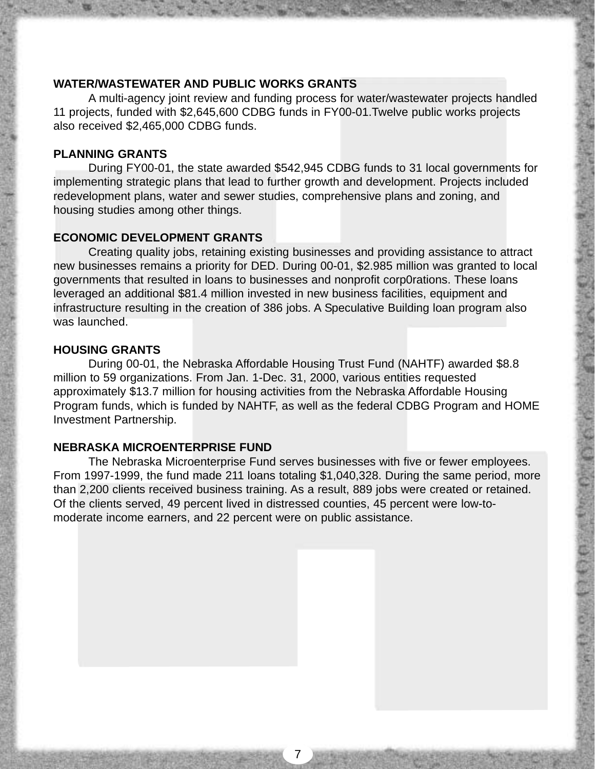## WATER/WASTEWATER AND PUBLIC WORKS GRANTS

A multi-agency joint review and funding process for water/wastewater projects handled 11 projects, funded with $2,645,600 CDBG funds in FY00-01.Twelve public works projects also received $2,465,000 CDBG funds.

## PLANNING GRANTS

During FY00-01, the state awarded $542,945 CDBG funds to 31 local governments for implementing strategic plans that lead to further growth and development. Projects included redevelopment plans, water and sewer studies, comprehensive plans and zoning, and housing studies among other things.

## ECONOMIC DEVELOPMENT GRANTS

Creating quality jobs, retaining existing businesses and providing assistance to attract new businesses remains a priority for DED. During 00-01, $2.985 million was granted to local governments that resulted in loans to businesses and nonprofit corp0rations. These loans leveraged an additional $81.4 million invested in new business facilities, equipment and infrastructure resulting in the creation of 386 jobs. A Speculative Building loan program also was launched.

## HOUSING GRANTS

During 00-01, the Nebraska Affordable Housing Trust Fund (NAHTF) awarded $8.8 million to 59 organizations. From Jan. 1-Dec. 31, 2000, various entities requested approximately $13.7 million for housing activities from the Nebraska Affordable Housing Program funds, which is funded by NAHTF, as well as the federal CDBG Program and HOME Investment Partnership.

## NEBRASKA MICROENTERPRISE FUND

The Nebraska Microenterprise Fund serves businesses with five or fewer employees. From 1997-1999, the fund made 211 loans totaling $1,040,328. During the same period, more than 2,200 clients received business training. As a result, 889 jobs were created or retained. Of the clients served, 49 percent lived in distressed counties, 45 percent were low-to-moderate income earners, and 22 percent were on public assistance.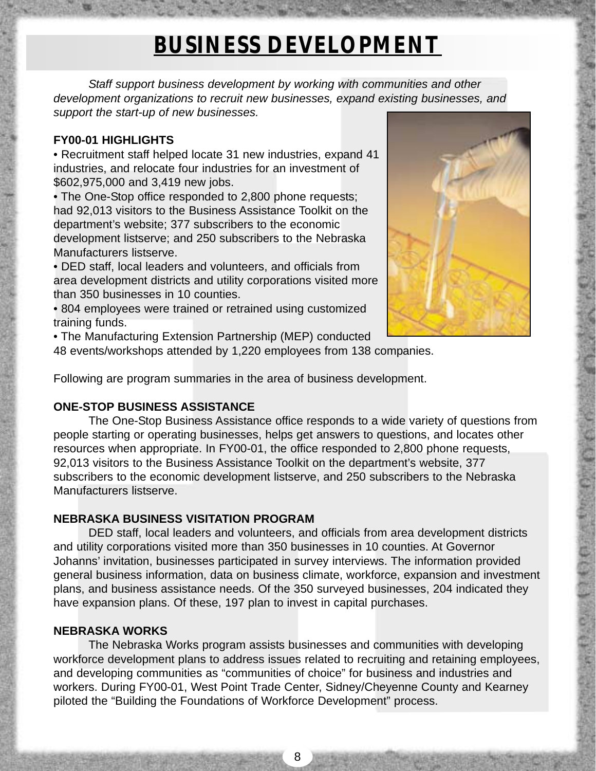# BUSINESS DEVELOPMENT

*Staff support business development by working with communities and other development organizations to recruit new businesses, expand existing businesses, and support the start-up of new businesses.*

**FY00-01 HIGHLIGHTS**

- Recruitment staff helped locate 31 new industries, expand 41 industries, and relocate four industries for an investment of \$602,975,000 and 3,419 new jobs.
- The One-Stop office responded to 2,800 phone requests; had 92,013 visitors to the Business Assistance Toolkit on the department's website; 377 subscribers to the economic development listserve; and 250 subscribers to the Nebraska Manufacturers listserve.
- DED staff, local leaders and volunteers, and officials from area development districts and utility corporations visited more than 350 businesses in 10 counties.
- 804 employees were trained or retrained using customized training funds.
- The Manufacturing Extension Partnership (MEP) conducted 48 events/workshops attended by 1,220 employees from 138 companies.

Following are program summaries in the area of business development.

**ONE-STOP BUSINESS ASSISTANCE**

The One-Stop Business Assistance office responds to a wide variety of questions from people starting or operating businesses, helps get answers to questions, and locates other resources when appropriate. In FY00-01, the office responded to 2,800 phone requests, 92,013 visitors to the Business Assistance Toolkit on the department's website, 377 subscribers to the economic development listserve, and 250 subscribers to the Nebraska Manufacturers listserve.

**NEBRASKA BUSINESS VISITATION PROGRAM**

DED staff, local leaders and volunteers, and officials from area development districts and utility corporations visited more than 350 businesses in 10 counties. At Governor Johanns' invitation, businesses participated in survey interviews. The information provided general business information, data on business climate, workforce, expansion and investment plans, and business assistance needs. Of the 350 surveyed businesses, 204 indicated they have expansion plans. Of these, 197 plan to invest in capital purchases.

**NEBRASKA WORKS**

The Nebraska Works program assists businesses and communities with developing workforce development plans to address issues related to recruiting and retaining employees, and developing communities as "communities of choice" for business and industries and workers. During FY00-01, West Point Trade Center, Sidney/Cheyenne County and Kearney piloted the "Building the Foundations of Workforce Development" process.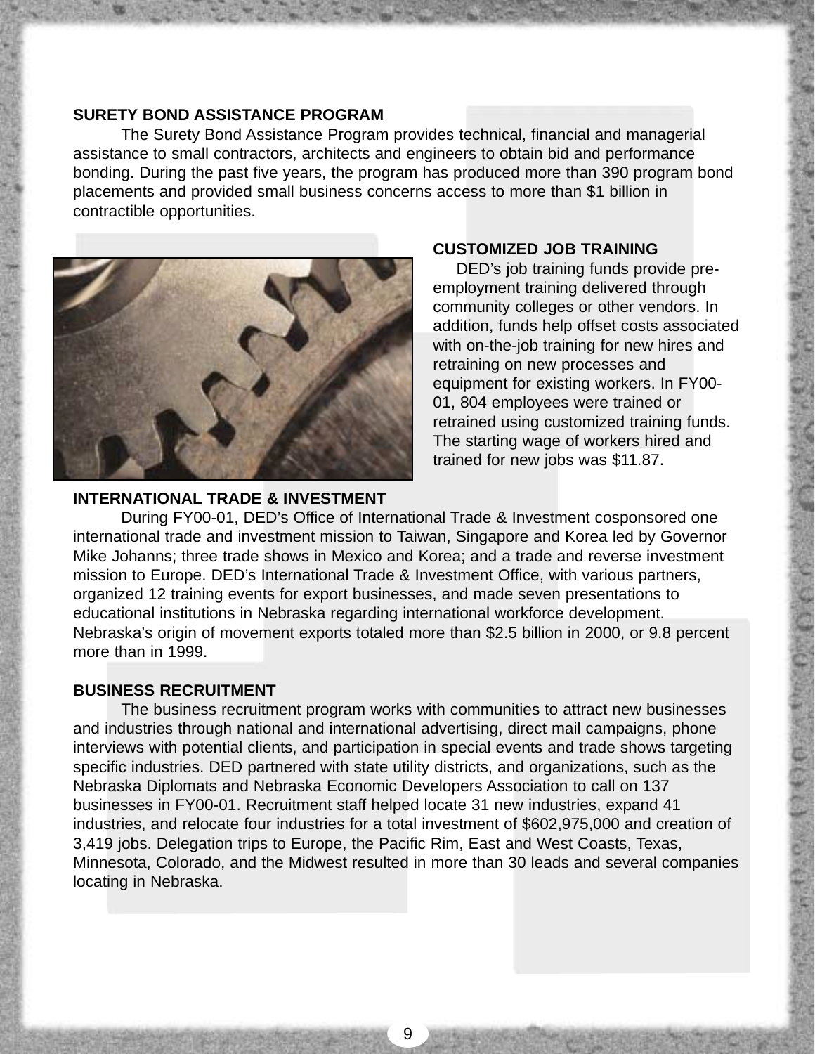## SURETY BOND ASSISTANCE PROGRAM

The Surety Bond Assistance Program provides technical, financial and managerial assistance to small contractors, architects and engineers to obtain bid and performance bonding. During the past five years, the program has produced more than 390 program bond placements and provided small business concerns access to more than $1 billion in contractible opportunities.

## CUSTOMIZED JOB TRAINING

DED's job training funds provide pre-employment training delivered through community colleges or other vendors. In addition, funds help offset costs associated with on-the-job training for new hires and retraining on new processes and equipment for existing workers. In FY00-01, 804 employees were trained or retrained using customized training funds. The starting wage of workers hired and trained for new jobs was $11.87.

## INTERNATIONAL TRADE & INVESTMENT

During FY00-01, DED's Office of International Trade & Investment cosponsored one international trade and investment mission to Taiwan, Singapore and Korea led by Governor Mike Johanns; three trade shows in Mexico and Korea; and a trade and reverse investment mission to Europe. DED's International Trade & Investment Office, with various partners, organized 12 training events for export businesses, and made seven presentations to educational institutions in Nebraska regarding international workforce development. Nebraska's origin of movement exports totaled more than $2.5 billion in 2000, or 9.8 percent more than in 1999.

## BUSINESS RECRUITMENT

The business recruitment program works with communities to attract new businesses and industries through national and international advertising, direct mail campaigns, phone interviews with potential clients, and participation in special events and trade shows targeting specific industries. DED partnered with state utility districts, and organizations, such as the Nebraska Diplomats and Nebraska Economic Developers Association to call on 137 businesses in FY00-01. Recruitment staff helped locate 31 new industries, expand 41 industries, and relocate four industries for a total investment of $602,975,000 and creation of 3,419 jobs. Delegation trips to Europe, the Pacific Rim, East and West Coasts, Texas, Minnesota, Colorado, and the Midwest resulted in more than 30 leads and several companies locating in Nebraska.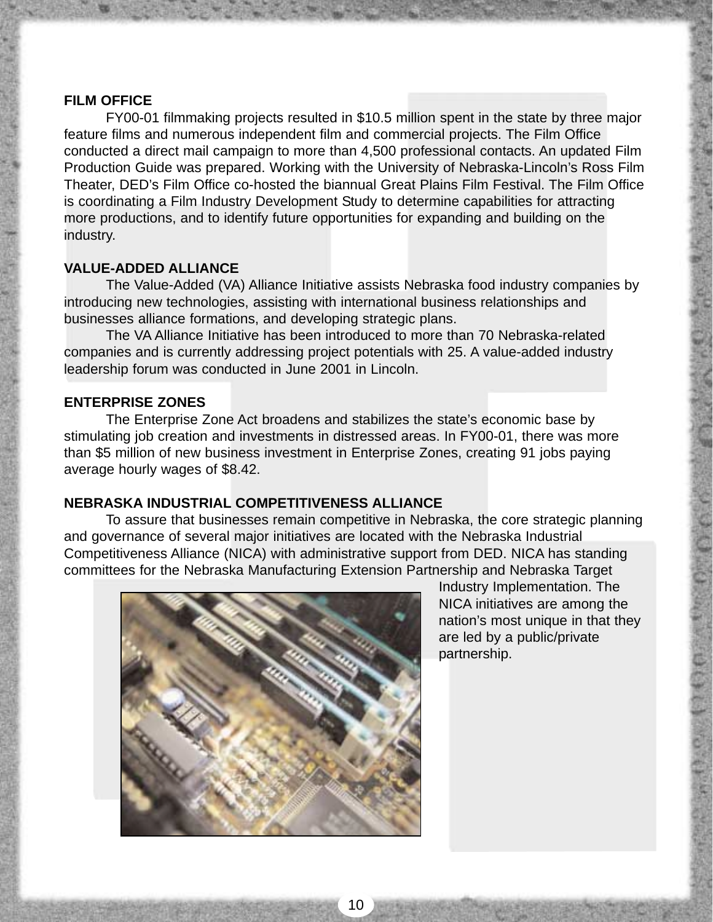## FILM OFFICE

FY00-01 filmmaking projects resulted in $10.5 million spent in the state by three major feature films and numerous independent film and commercial projects. The Film Office conducted a direct mail campaign to more than 4,500 professional contacts. An updated Film Production Guide was prepared. Working with the University of Nebraska-Lincoln's Ross Film Theater, DED's Film Office co-hosted the biannual Great Plains Film Festival. The Film Office is coordinating a Film Industry Development Study to determine capabilities for attracting more productions, and to identify future opportunities for expanding and building on the industry.

## VALUE-ADDED ALLIANCE

The Value-Added (VA) Alliance Initiative assists Nebraska food industry companies by introducing new technologies, assisting with international business relationships and businesses alliance formations, and developing strategic plans.

The VA Alliance Initiative has been introduced to more than 70 Nebraska-related companies and is currently addressing project potentials with 25. A value-added industry leadership forum was conducted in June 2001 in Lincoln.

## ENTERPRISE ZONES

The Enterprise Zone Act broadens and stabilizes the state's economic base by stimulating job creation and investments in distressed areas. In FY00-01, there was more than $5 million of new business investment in Enterprise Zones, creating 91 jobs paying average hourly wages of $8.42.

## NEBRASKA INDUSTRIAL COMPETITIVENESS ALLIANCE

To assure that businesses remain competitive in Nebraska, the core strategic planning and governance of several major initiatives are located with the Nebraska Industrial Competitiveness Alliance (NICA) with administrative support from DED. NICA has standing committees for the Nebraska Manufacturing Extension Partnership and Nebraska Target Industry Implementation. The NICA initiatives are among the nation's most unique in that they are led by a public/private partnership.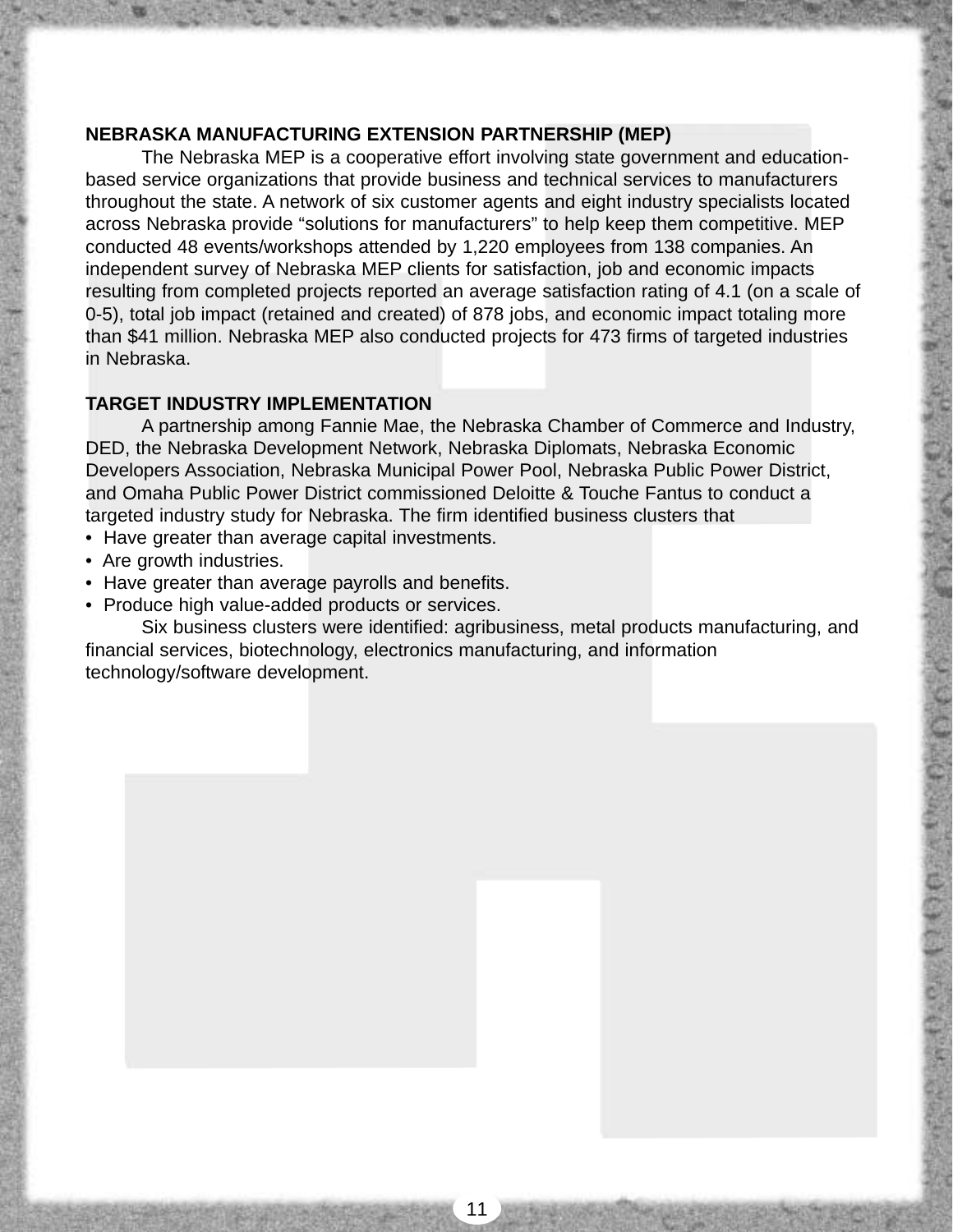## NEBRASKA MANUFACTURING EXTENSION PARTNERSHIP (MEP)

The Nebraska MEP is a cooperative effort involving state government and education-based service organizations that provide business and technical services to manufacturers throughout the state. A network of six customer agents and eight industry specialists located across Nebraska provide “solutions for manufacturers” to help keep them competitive. MEP conducted 48 events/workshops attended by 1,220 employees from 138 companies. An independent survey of Nebraska MEP clients for satisfaction, job and economic impacts resulting from completed projects reported an average satisfaction rating of 4.1 (on a scale of 0-5), total job impact (retained and created) of 878 jobs, and economic impact totaling more than $41 million. Nebraska MEP also conducted projects for 473 firms of targeted industries in Nebraska.

## TARGET INDUSTRY IMPLEMENTATION

A partnership among Fannie Mae, the Nebraska Chamber of Commerce and Industry, DED, the Nebraska Development Network, Nebraska Diplomats, Nebraska Economic Developers Association, Nebraska Municipal Power Pool, Nebraska Public Power District, and Omaha Public Power District commissioned Deloitte & Touche Fantus to conduct a targeted industry study for Nebraska. The firm identified business clusters that

- Have greater than average capital investments.
- Are growth industries.
- Have greater than average payrolls and benefits.
- Produce high value-added products or services.

Six business clusters were identified: agribusiness, metal products manufacturing, and financial services, biotechnology, electronics manufacturing, and information technology/software development.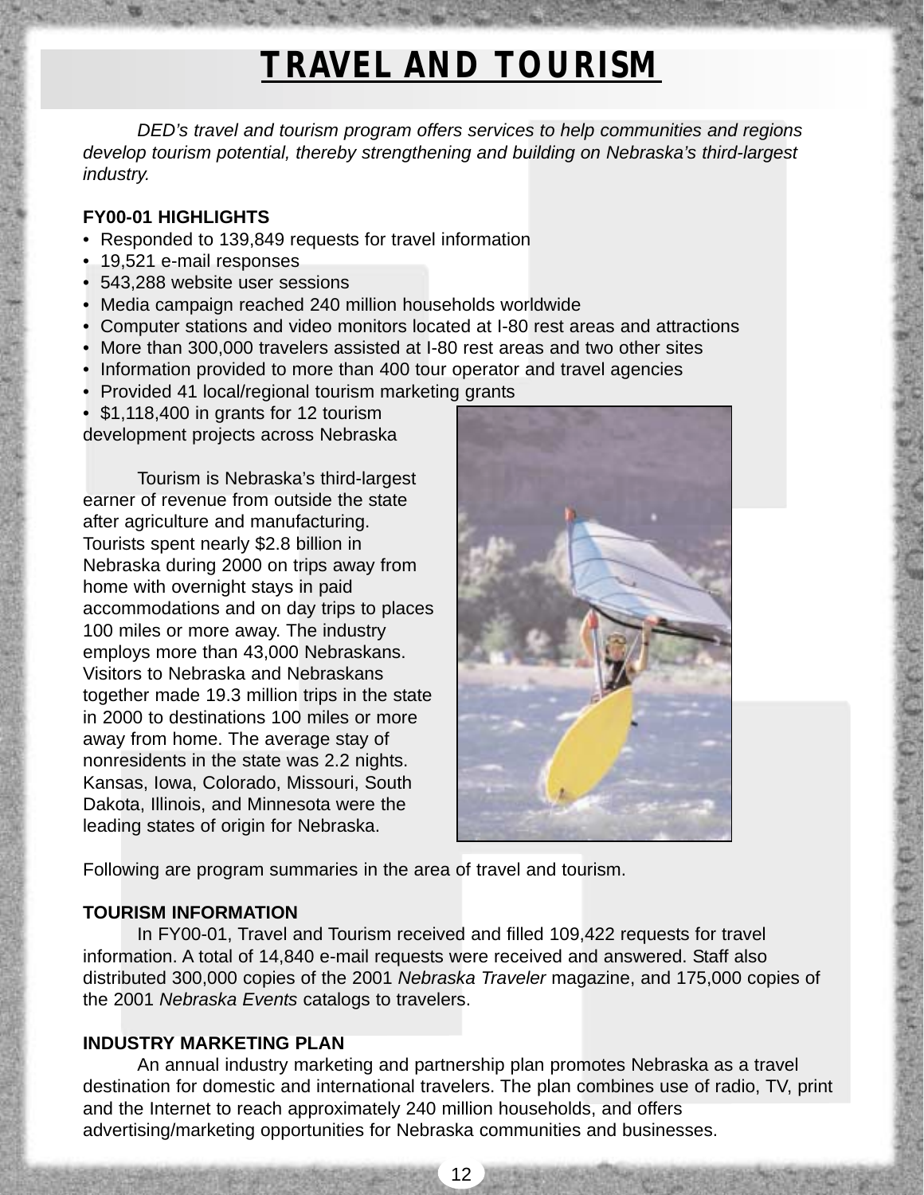# TRAVEL AND TOURISM

*DED's travel and tourism program offers services to help communities and regions develop tourism potential, thereby strengthening and building on Nebraska's third-largest industry.*

**FY00-01 HIGHLIGHTS**

- Responded to 139,849 requests for travel information
- 19,521 e-mail responses
- 543,288 website user sessions
- Media campaign reached 240 million households worldwide
- Computer stations and video monitors located at I-80 rest areas and attractions
- More than 300,000 travelers assisted at I-80 rest areas and two other sites
- Information provided to more than 400 tour operator and travel agencies
- Provided 41 local/regional tourism marketing grants
- $1,118,400 in grants for 12 tourism development projects across Nebraska

Tourism is Nebraska's third-largest earner of revenue from outside the state after agriculture and manufacturing. Tourists spent nearly $2.8 billion in Nebraska during 2000 on trips away from home with overnight stays in paid accommodations and on day trips to places 100 miles or more away. The industry employs more than 43,000 Nebraskans. Visitors to Nebraska and Nebraskans together made 19.3 million trips in the state in 2000 to destinations 100 miles or more away from home. The average stay of nonresidents in the state was 2.2 nights. Kansas, Iowa, Colorado, Missouri, South Dakota, Illinois, and Minnesota were the leading states of origin for Nebraska.

Following are program summaries in the area of travel and tourism.

**TOURISM INFORMATION**

In FY00-01, Travel and Tourism received and filled 109,422 requests for travel information. A total of 14,840 e-mail requests were received and answered. Staff also distributed 300,000 copies of the 2001 *Nebraska Traveler* magazine, and 175,000 copies of the 2001 *Nebraska Events* catalogs to travelers.

**INDUSTRY MARKETING PLAN**

An annual industry marketing and partnership plan promotes Nebraska as a travel destination for domestic and international travelers. The plan combines use of radio, TV, print and the Internet to reach approximately 240 million households, and offers advertising/marketing opportunities for Nebraska communities and businesses.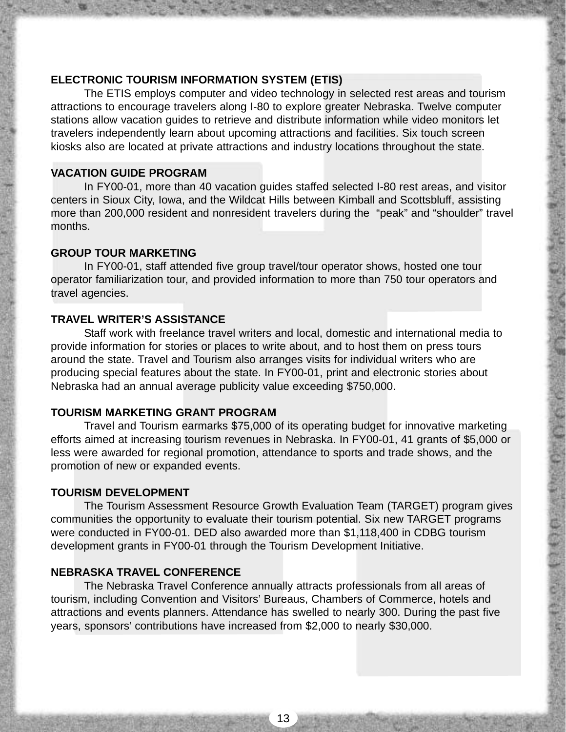## ELECTRONIC TOURISM INFORMATION SYSTEM (ETIS)

The ETIS employs computer and video technology in selected rest areas and tourism attractions to encourage travelers along I-80 to explore greater Nebraska. Twelve computer stations allow vacation guides to retrieve and distribute information while video monitors let travelers independently learn about upcoming attractions and facilities. Six touch screen kiosks also are located at private attractions and industry locations throughout the state.

## VACATION GUIDE PROGRAM

In FY00-01, more than 40 vacation guides staffed selected I-80 rest areas, and visitor centers in Sioux City, Iowa, and the Wildcat Hills between Kimball and Scottsbluff, assisting more than 200,000 resident and nonresident travelers during the "peak" and "shoulder" travel months.

## GROUP TOUR MARKETING

In FY00-01, staff attended five group travel/tour operator shows, hosted one tour operator familiarization tour, and provided information to more than 750 tour operators and travel agencies.

## TRAVEL WRITER'S ASSISTANCE

Staff work with freelance travel writers and local, domestic and international media to provide information for stories or places to write about, and to host them on press tours around the state. Travel and Tourism also arranges visits for individual writers who are producing special features about the state. In FY00-01, print and electronic stories about Nebraska had an annual average publicity value exceeding $750,000.

## TOURISM MARKETING GRANT PROGRAM

Travel and Tourism earmarks $75,000 of its operating budget for innovative marketing efforts aimed at increasing tourism revenues in Nebraska. In FY00-01, 41 grants of $5,000 or less were awarded for regional promotion, attendance to sports and trade shows, and the promotion of new or expanded events.

## TOURISM DEVELOPMENT

The Tourism Assessment Resource Growth Evaluation Team (TARGET) program gives communities the opportunity to evaluate their tourism potential. Six new TARGET programs were conducted in FY00-01. DED also awarded more than $1,118,400 in CDBG tourism development grants in FY00-01 through the Tourism Development Initiative.

## NEBRASKA TRAVEL CONFERENCE

The Nebraska Travel Conference annually attracts professionals from all areas of tourism, including Convention and Visitors' Bureaus, Chambers of Commerce, hotels and attractions and events planners. Attendance has swelled to nearly 300. During the past five years, sponsors' contributions have increased from $2,000 to nearly $30,000.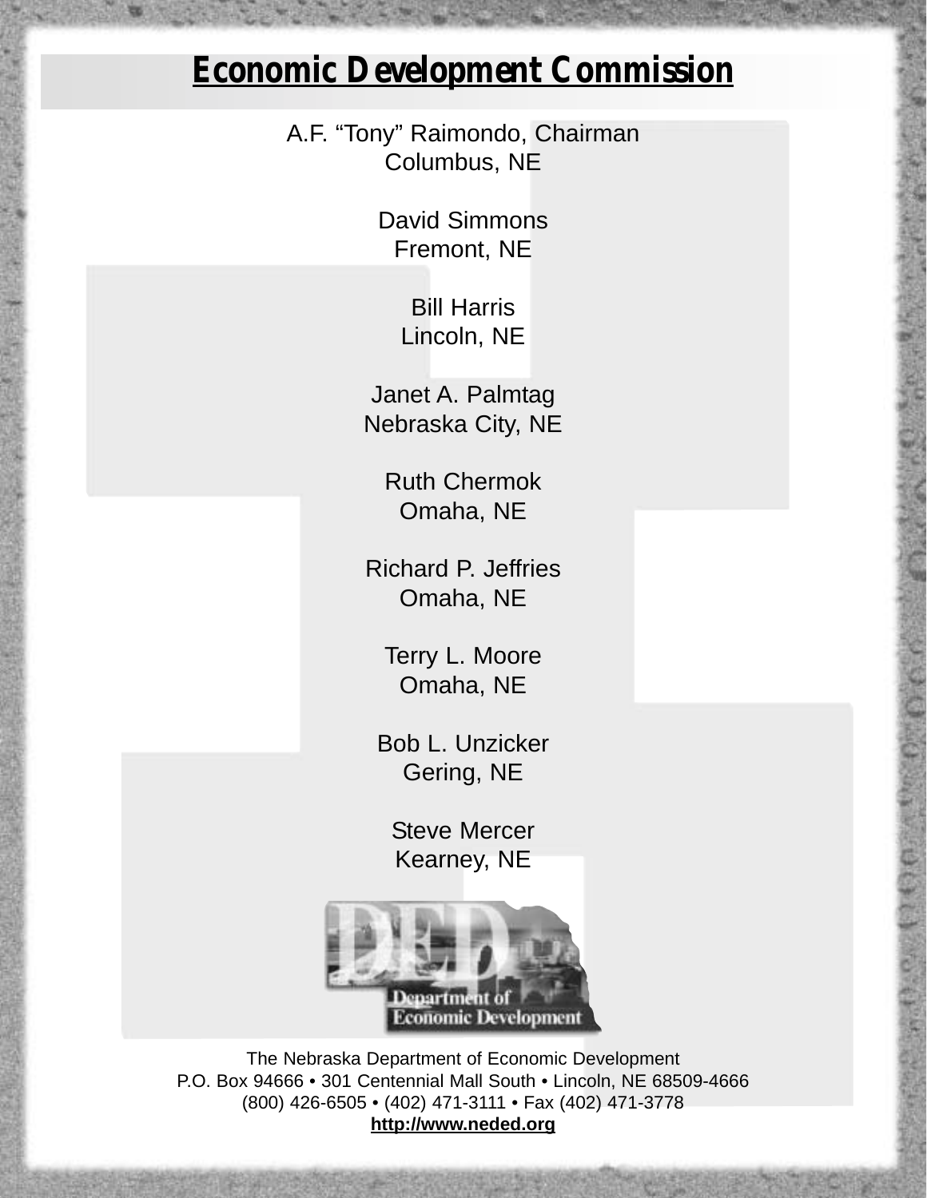# Economic Development Commission

A.F. “Tony” Raimondo, Chairman
Columbus, NE

David Simmons
Fremont, NE

Bill Harris
Lincoln, NE

Janet A. Palmtag
Nebraska City, NE

Ruth Chermok
Omaha, NE

Richard P. Jeffries
Omaha, NE

Terry L. Moore
Omaha, NE

Bob L. Unzicker
Gering, NE

Steve Mercer
Kearney, NE

DED
Department of
Economic Development

The Nebraska Department of Economic Development
P.O. Box 94666 • 301 Centennial Mall South • Lincoln, NE 68509-4666
(800) 426-6505 • (402) 471-3111 • Fax (402) 471-3778
**http://www.neded.org**